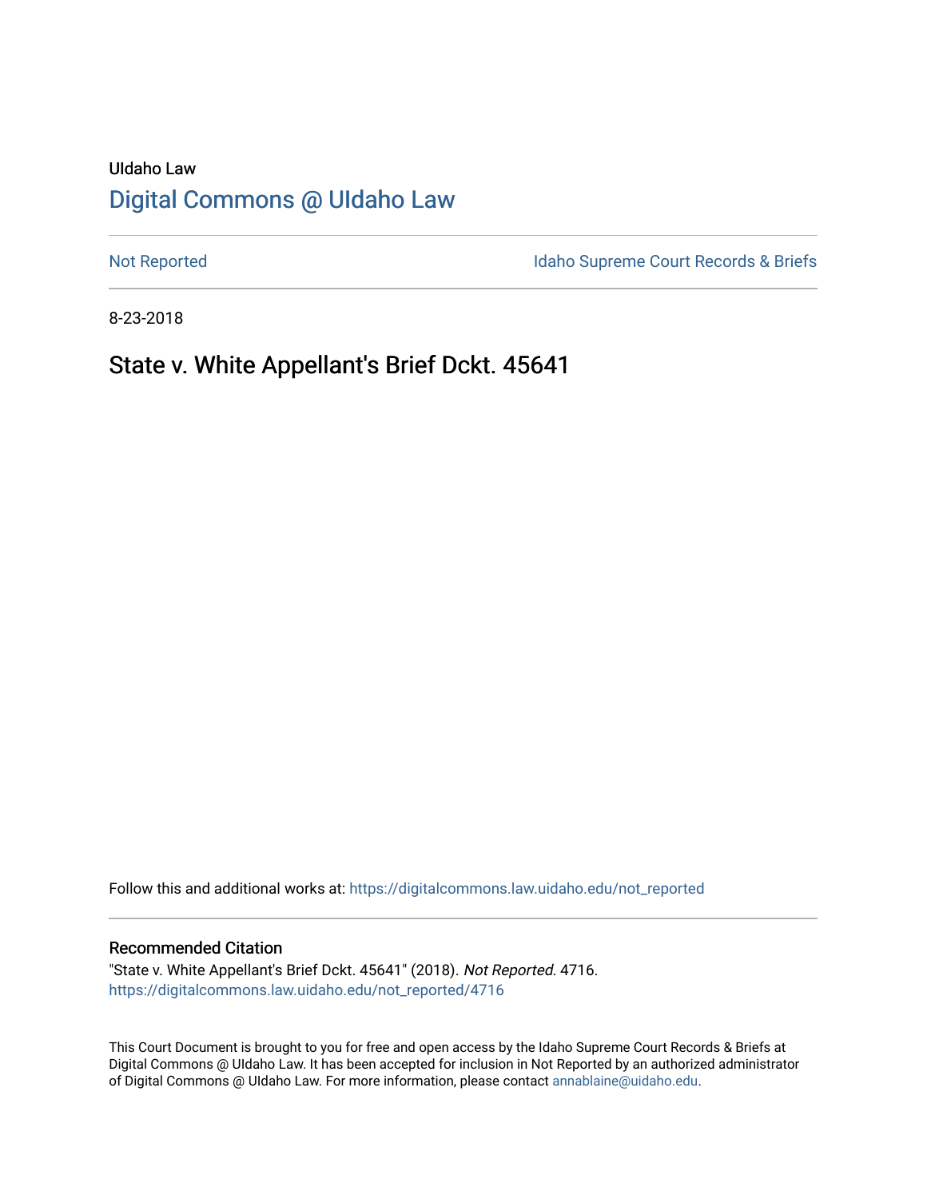UIdaho Law

# Digital Commons @ UIdaho Law

Not Reported

Idaho Supreme Court Records & Briefs

8-23-2018

## State v. White Appellant's Brief Dckt. 45641

Follow this and additional works at: https://digitalcommons.law.uidaho.edu/not_reported

### Recommended Citation

"State v. White Appellant's Brief Dckt. 45641" (2018). *Not Reported*. 4716.
https://digitalcommons.law.uidaho.edu/not_reported/4716

This Court Document is brought to you for free and open access by the Idaho Supreme Court Records & Briefs at Digital Commons @ UIdaho Law. It has been accepted for inclusion in Not Reported by an authorized administrator of Digital Commons @ UIdaho Law. For more information, please contact annablaine@uidaho.edu.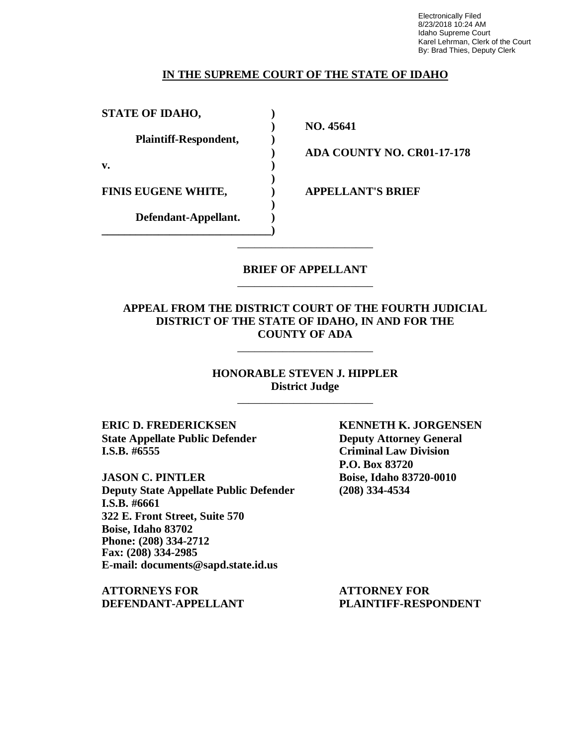Electronically Filed
8/23/2018 10:24 AM
Idaho Supreme Court
Karel Lehrman, Clerk of the Court
By: Brad Thies, Deputy Clerk

**IN THE SUPREME COURT OF THE STATE OF IDAHO**

| | | |
|---|---|---|
| **STATE OF IDAHO,** | ) | |
| | ) | **NO. 45641** |
| **Plaintiff-Respondent,** | ) | |
| | ) | **ADA COUNTY NO. CR01-17-178** |
| **v.** | ) | |
| | ) | |
| **FINIS EUGENE WHITE,** | ) | **APPELLANT'S BRIEF** |
| | ) | |
| **Defendant-Appellant.** | ) | |
| | ) | |

**BRIEF OF APPELLANT**

**APPEAL FROM THE DISTRICT COURT OF THE FOURTH JUDICIAL DISTRICT OF THE STATE OF IDAHO, IN AND FOR THE COUNTY OF ADA**

**HONORABLE STEVEN J. HIPPLER**
**District Judge**

**ERIC D. FREDERICKSEN**
**State Appellate Public Defender**
**I.S.B. #6555**

**JASON C. PINTLER**
**Deputy State Appellate Public Defender**
**I.S.B. #6661**
**322 E. Front Street, Suite 570**
**Boise, Idaho 83702**
**Phone: (208) 334-2712**
**Fax: (208) 334-2985**
**E-mail: documents@sapd.state.id.us**

**ATTORNEYS FOR DEFENDANT-APPELLANT**

**KENNETH K. JORGENSEN**
**Deputy Attorney General**
**Criminal Law Division**
**P.O. Box 83720**
**Boise, Idaho 83720-0010**
**(208) 334-4534**

**ATTORNEY FOR PLAINTIFF-RESPONDENT**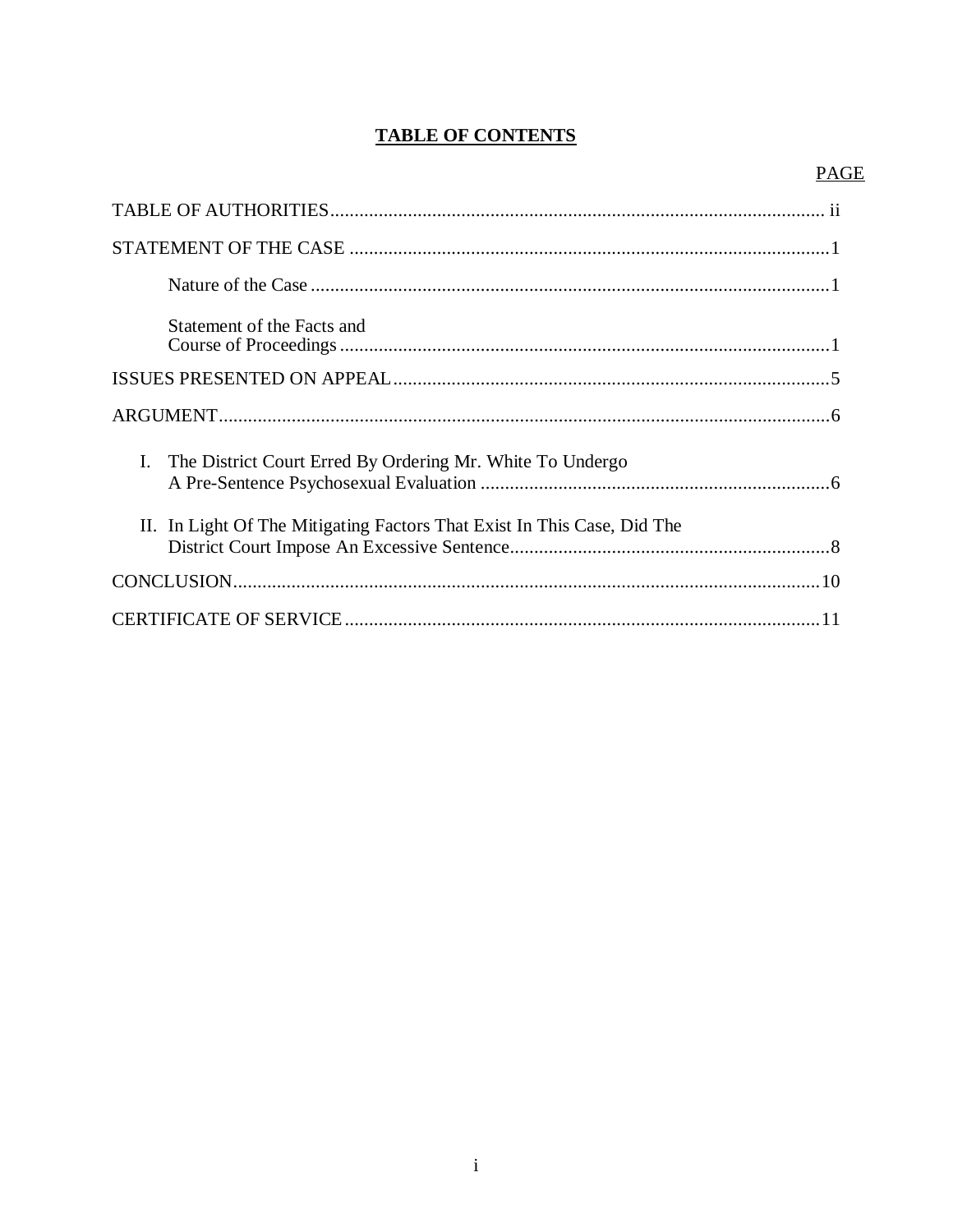# TABLE OF CONTENTS

| | PAGE |
|---|---|
| TABLE OF AUTHORITIES | ii |
| STATEMENT OF THE CASE | 1 |
| Nature of the Case | 1 |
| Statement of the Facts and Course of Proceedings | 1 |
| ISSUES PRESENTED ON APPEAL | 5 |
| ARGUMENT | 6 |
| I. The District Court Erred By Ordering Mr. White To Undergo A Pre-Sentence Psychosexual Evaluation | 6 |
| II. In Light Of The Mitigating Factors That Exist In This Case, Did The District Court Impose An Excessive Sentence | 8 |
| CONCLUSION | 10 |
| CERTIFICATE OF SERVICE | 11 |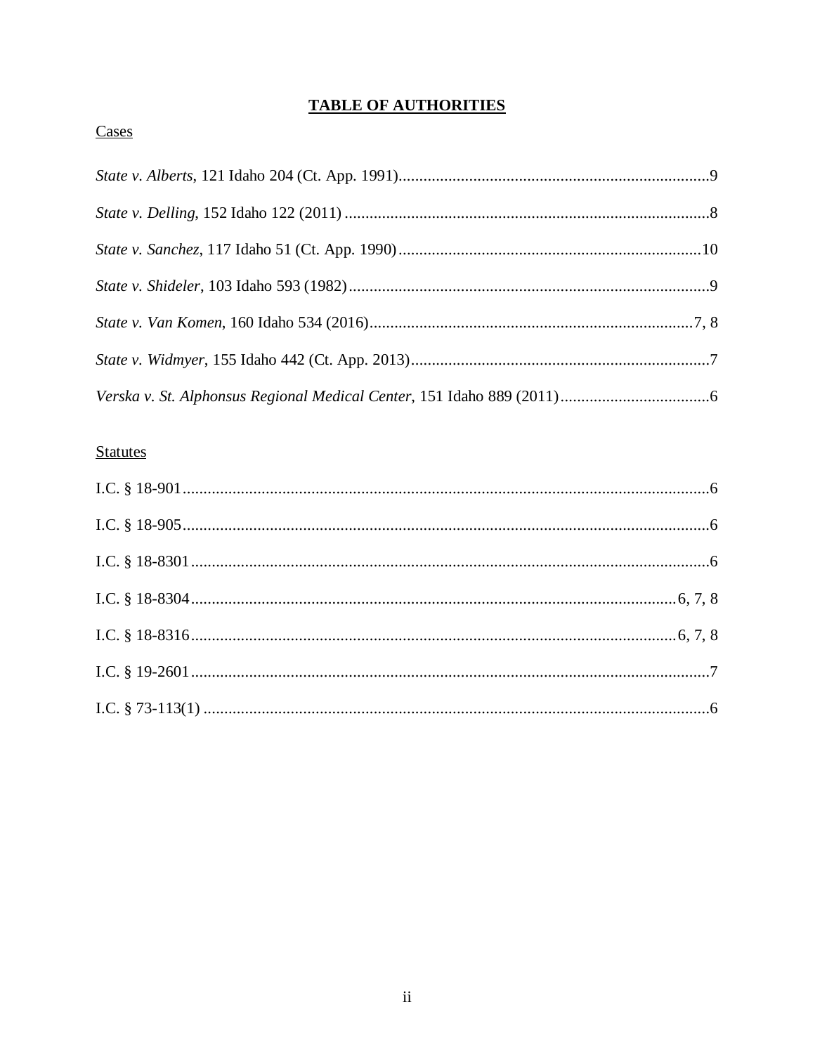# TABLE OF AUTHORITIES

Cases

*State v. Alberts*, 121 Idaho 204 (Ct. App. 1991)...........................................................................9

*State v. Delling*, 152 Idaho 122 (2011) ........................................................................................8

*State v. Sanchez*, 117 Idaho 51 (Ct. App. 1990).........................................................................10

*State v. Shideler*, 103 Idaho 593 (1982).......................................................................................9

*State v. Van Komen*, 160 Idaho 534 (2016)..............................................................................7, 8

*State v. Widmyer*, 155 Idaho 442 (Ct. App. 2013).........................................................................7

*Verska v. St. Alphonsus Regional Medical Center*, 151 Idaho 889 (2011)....................................6

Statutes

I.C. § 18-901...............................................................................................................................6

I.C. § 18-905...............................................................................................................................6

I.C. § 18-8301............................................................................................................................6

I.C. § 18-8304....................................................................................................................6, 7, 8

I.C. § 18-8316....................................................................................................................6, 7, 8

I.C. § 19-2601.............................................................................................................................7

I.C. § 73-113(1) ..........................................................................................................................6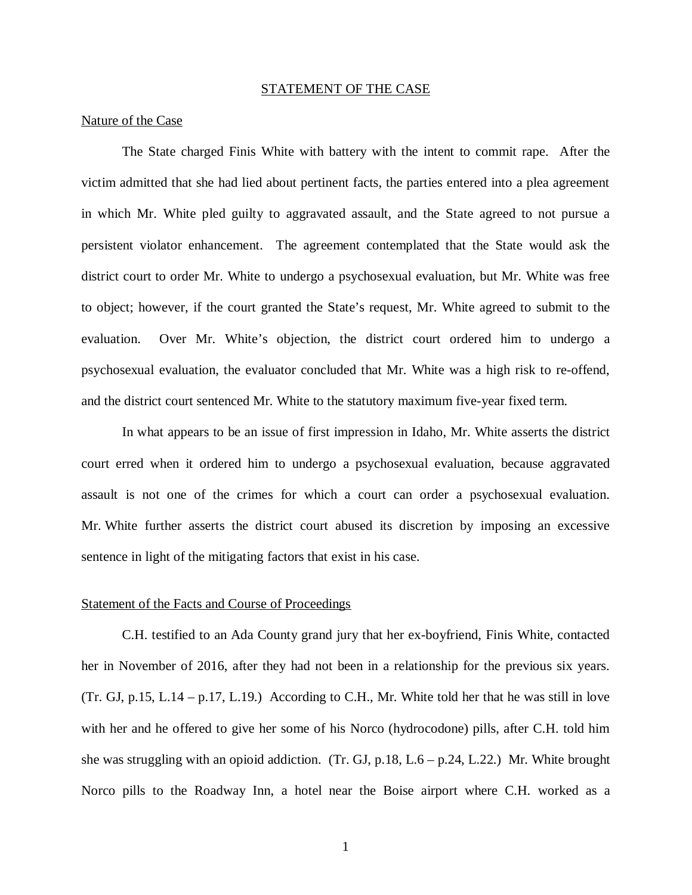# STATEMENT OF THE CASE

## Nature of the Case

The State charged Finis White with battery with the intent to commit rape. After the victim admitted that she had lied about pertinent facts, the parties entered into a plea agreement in which Mr. White pled guilty to aggravated assault, and the State agreed to not pursue a persistent violator enhancement. The agreement contemplated that the State would ask the district court to order Mr. White to undergo a psychosexual evaluation, but Mr. White was free to object; however, if the court granted the State's request, Mr. White agreed to submit to the evaluation. Over Mr. White's objection, the district court ordered him to undergo a psychosexual evaluation, the evaluator concluded that Mr. White was a high risk to re-offend, and the district court sentenced Mr. White to the statutory maximum five-year fixed term.

In what appears to be an issue of first impression in Idaho, Mr. White asserts the district court erred when it ordered him to undergo a psychosexual evaluation, because aggravated assault is not one of the crimes for which a court can order a psychosexual evaluation. Mr. White further asserts the district court abused its discretion by imposing an excessive sentence in light of the mitigating factors that exist in his case.

## Statement of the Facts and Course of Proceedings

C.H. testified to an Ada County grand jury that her ex-boyfriend, Finis White, contacted her in November of 2016, after they had not been in a relationship for the previous six years. (Tr. GJ, p.15, L.14 – p.17, L.19.) According to C.H., Mr. White told her that he was still in love with her and he offered to give her some of his Norco (hydrocodone) pills, after C.H. told him she was struggling with an opioid addiction. (Tr. GJ, p.18, L.6 – p.24, L.22.) Mr. White brought Norco pills to the Roadway Inn, a hotel near the Boise airport where C.H. worked as a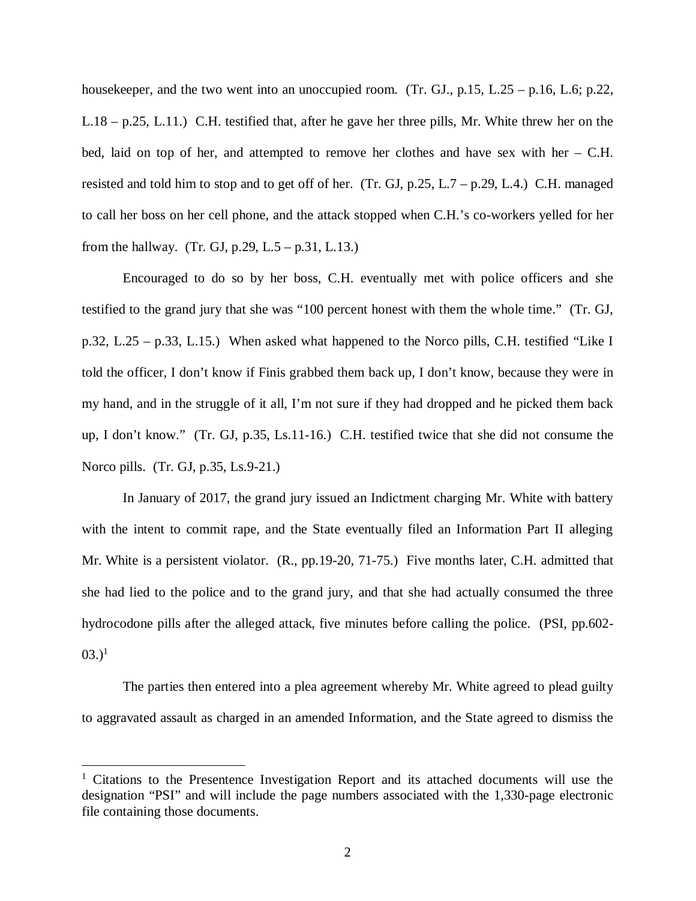housekeeper, and the two went into an unoccupied room. (Tr. GJ., p.15, L.25 – p.16, L.6; p.22, L.18 – p.25, L.11.) C.H. testified that, after he gave her three pills, Mr. White threw her on the bed, laid on top of her, and attempted to remove her clothes and have sex with her – C.H. resisted and told him to stop and to get off of her. (Tr. GJ, p.25, L.7 – p.29, L.4.) C.H. managed to call her boss on her cell phone, and the attack stopped when C.H.'s co-workers yelled for her from the hallway. (Tr. GJ, p.29, L.5 – p.31, L.13.)

Encouraged to do so by her boss, C.H. eventually met with police officers and she testified to the grand jury that she was "100 percent honest with them the whole time." (Tr. GJ, p.32, L.25 – p.33, L.15.) When asked what happened to the Norco pills, C.H. testified "Like I told the officer, I don't know if Finis grabbed them back up, I don't know, because they were in my hand, and in the struggle of it all, I'm not sure if they had dropped and he picked them back up, I don't know." (Tr. GJ, p.35, Ls.11-16.) C.H. testified twice that she did not consume the Norco pills. (Tr. GJ, p.35, Ls.9-21.)

In January of 2017, the grand jury issued an Indictment charging Mr. White with battery with the intent to commit rape, and the State eventually filed an Information Part II alleging Mr. White is a persistent violator. (R., pp.19-20, 71-75.) Five months later, C.H. admitted that she had lied to the police and to the grand jury, and that she had actually consumed the three hydrocodone pills after the alleged attack, five minutes before calling the police. (PSI, pp.602-03.)[1]

The parties then entered into a plea agreement whereby Mr. White agreed to plead guilty to aggravated assault as charged in an amended Information, and the State agreed to dismiss the

---

[1] Citations to the Presentence Investigation Report and its attached documents will use the designation "PSI" and will include the page numbers associated with the 1,330-page electronic file containing those documents.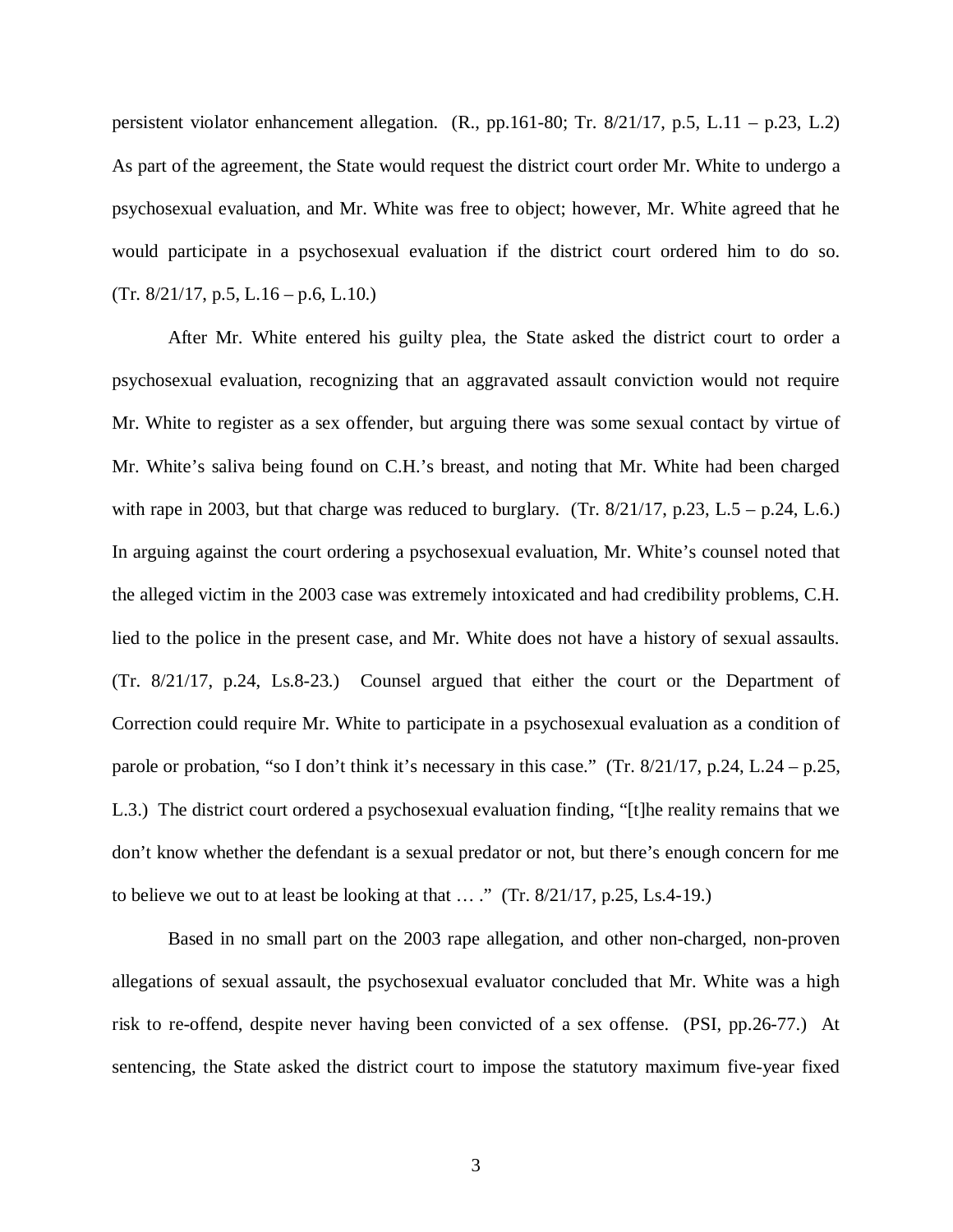persistent violator enhancement allegation. (R., pp.161-80; Tr. 8/21/17, p.5, L.11 – p.23, L.2) As part of the agreement, the State would request the district court order Mr. White to undergo a psychosexual evaluation, and Mr. White was free to object; however, Mr. White agreed that he would participate in a psychosexual evaluation if the district court ordered him to do so. (Tr. 8/21/17, p.5, L.16 – p.6, L.10.)

After Mr. White entered his guilty plea, the State asked the district court to order a psychosexual evaluation, recognizing that an aggravated assault conviction would not require Mr. White to register as a sex offender, but arguing there was some sexual contact by virtue of Mr. White's saliva being found on C.H.'s breast, and noting that Mr. White had been charged with rape in 2003, but that charge was reduced to burglary. (Tr. 8/21/17, p.23, L.5 – p.24, L.6.) In arguing against the court ordering a psychosexual evaluation, Mr. White's counsel noted that the alleged victim in the 2003 case was extremely intoxicated and had credibility problems, C.H. lied to the police in the present case, and Mr. White does not have a history of sexual assaults. (Tr. 8/21/17, p.24, Ls.8-23.) Counsel argued that either the court or the Department of Correction could require Mr. White to participate in a psychosexual evaluation as a condition of parole or probation, "so I don't think it's necessary in this case." (Tr. 8/21/17, p.24, L.24 – p.25, L.3.) The district court ordered a psychosexual evaluation finding, "[t]he reality remains that we don't know whether the defendant is a sexual predator or not, but there's enough concern for me to believe we out to at least be looking at that … ." (Tr. 8/21/17, p.25, Ls.4-19.)

Based in no small part on the 2003 rape allegation, and other non-charged, non-proven allegations of sexual assault, the psychosexual evaluator concluded that Mr. White was a high risk to re-offend, despite never having been convicted of a sex offense. (PSI, pp.26-77.) At sentencing, the State asked the district court to impose the statutory maximum five-year fixed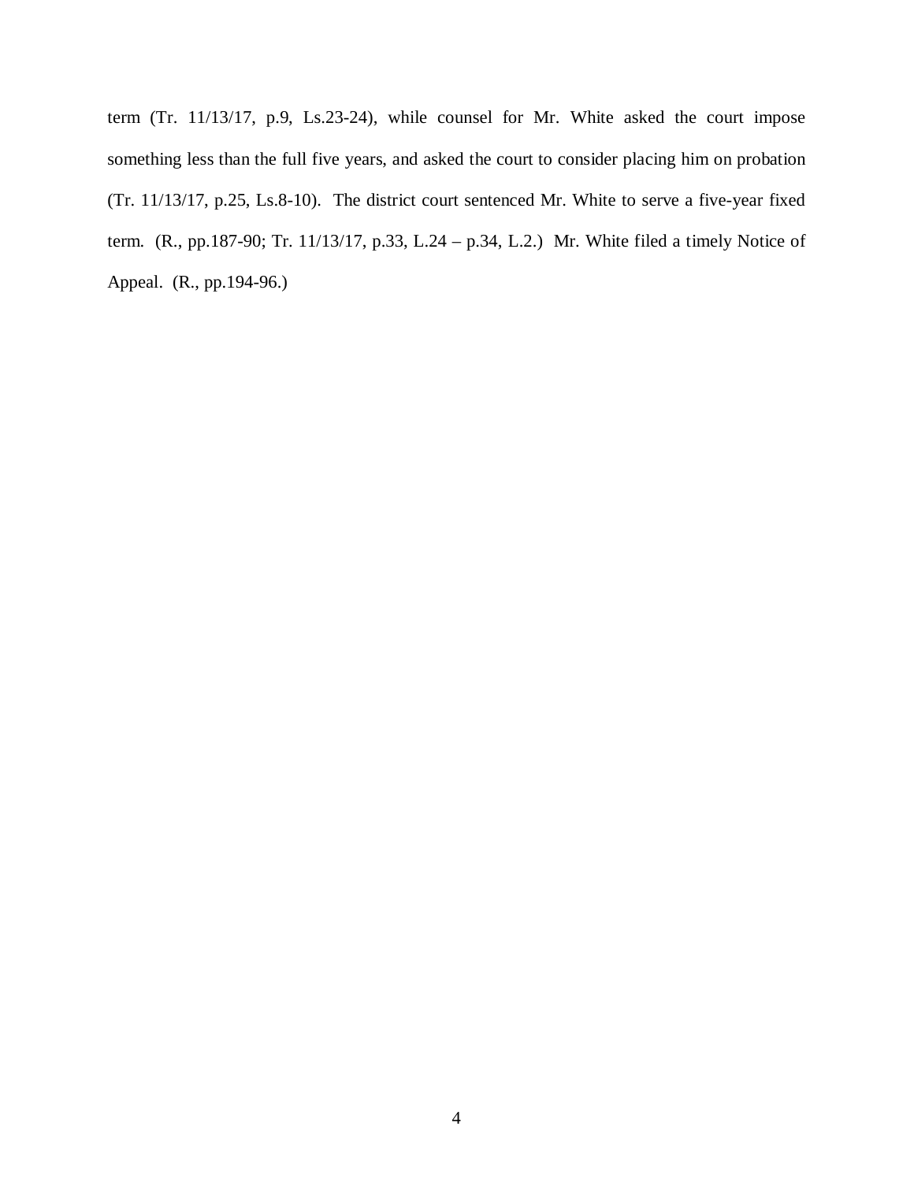term (Tr. 11/13/17, p.9, Ls.23-24), while counsel for Mr. White asked the court impose something less than the full five years, and asked the court to consider placing him on probation (Tr. 11/13/17, p.25, Ls.8-10). The district court sentenced Mr. White to serve a five-year fixed term. (R., pp.187-90; Tr. 11/13/17, p.33, L.24 – p.34, L.2.) Mr. White filed a timely Notice of Appeal. (R., pp.194-96.)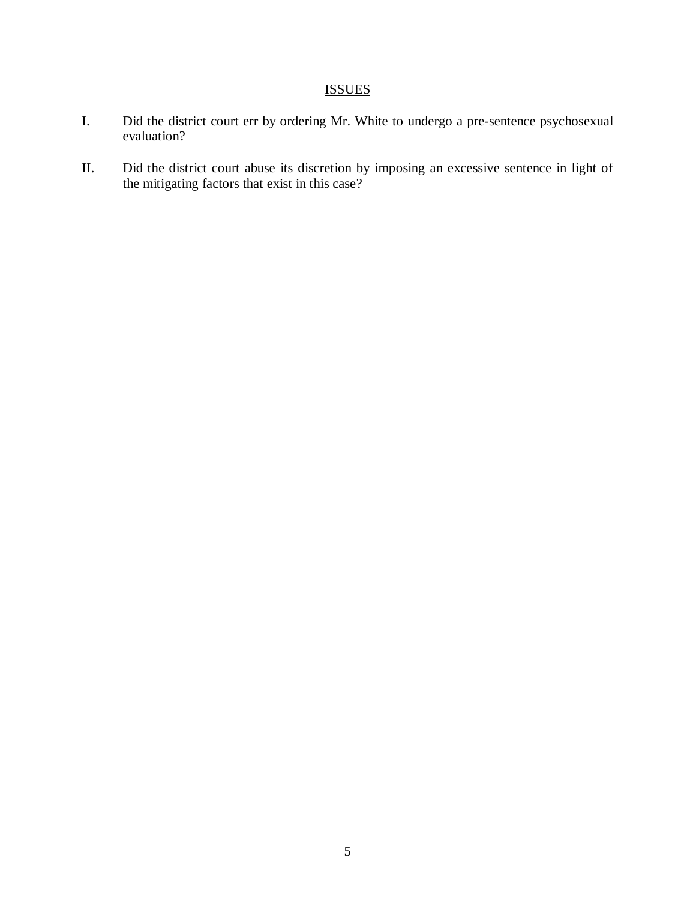## ISSUES

I. Did the district court err by ordering Mr. White to undergo a pre-sentence psychosexual evaluation?

II. Did the district court abuse its discretion by imposing an excessive sentence in light of the mitigating factors that exist in this case?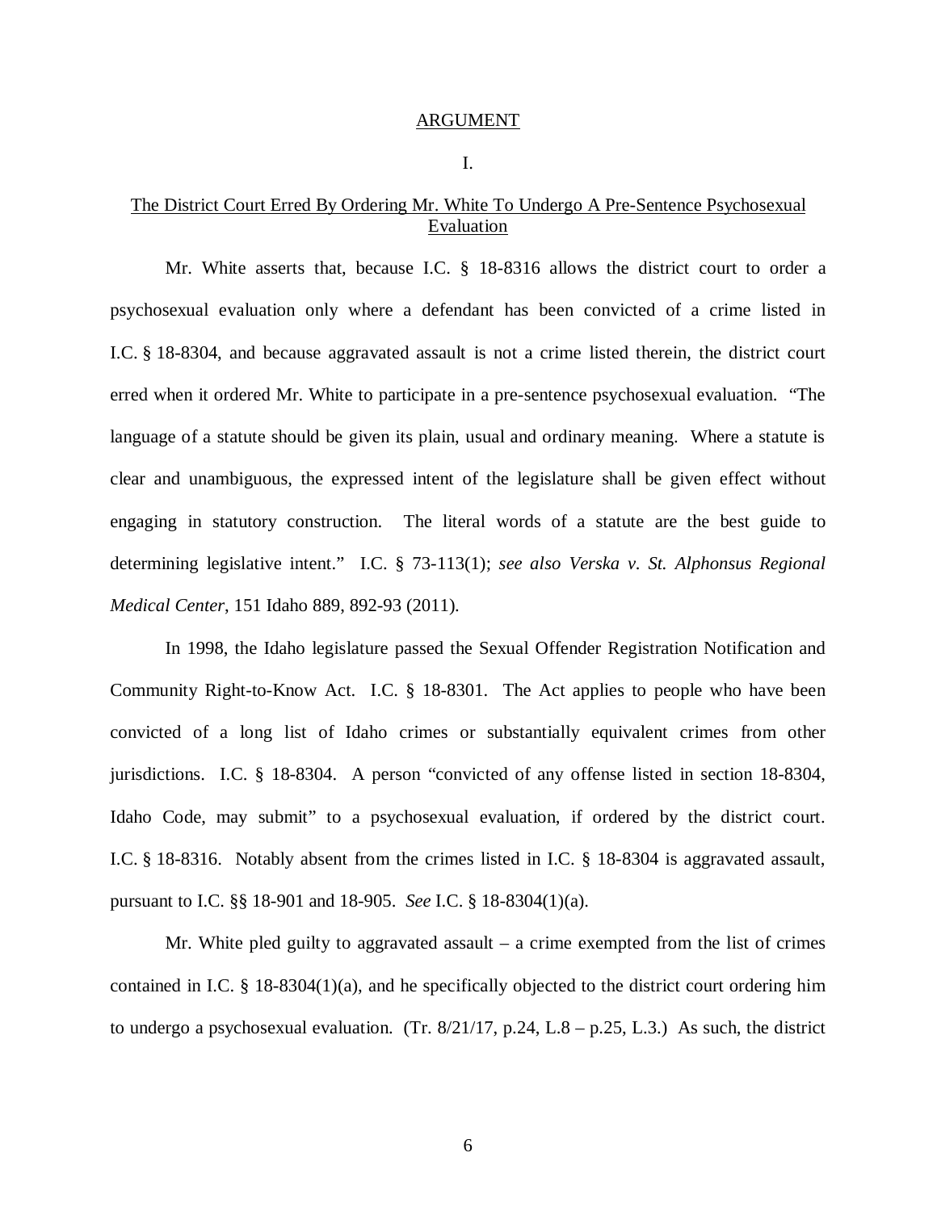## ARGUMENT

### I.

### The District Court Erred By Ordering Mr. White To Undergo A Pre-Sentence Psychosexual Evaluation

Mr. White asserts that, because I.C. § 18-8316 allows the district court to order a psychosexual evaluation only where a defendant has been convicted of a crime listed in I.C. § 18-8304, and because aggravated assault is not a crime listed therein, the district court erred when it ordered Mr. White to participate in a pre-sentence psychosexual evaluation. "The language of a statute should be given its plain, usual and ordinary meaning. Where a statute is clear and unambiguous, the expressed intent of the legislature shall be given effect without engaging in statutory construction. The literal words of a statute are the best guide to determining legislative intent." I.C. § 73-113(1); *see also Verska v. St. Alphonsus Regional Medical Center*, 151 Idaho 889, 892-93 (2011).

In 1998, the Idaho legislature passed the Sexual Offender Registration Notification and Community Right-to-Know Act. I.C. § 18-8301. The Act applies to people who have been convicted of a long list of Idaho crimes or substantially equivalent crimes from other jurisdictions. I.C. § 18-8304. A person "convicted of any offense listed in section 18-8304, Idaho Code, may submit" to a psychosexual evaluation, if ordered by the district court. I.C. § 18-8316. Notably absent from the crimes listed in I.C. § 18-8304 is aggravated assault, pursuant to I.C. §§ 18-901 and 18-905. *See* I.C. § 18-8304(1)(a).

Mr. White pled guilty to aggravated assault – a crime exempted from the list of crimes contained in I.C. § 18-8304(1)(a), and he specifically objected to the district court ordering him to undergo a psychosexual evaluation. (Tr. 8/21/17, p.24, L.8 – p.25, L.3.) As such, the district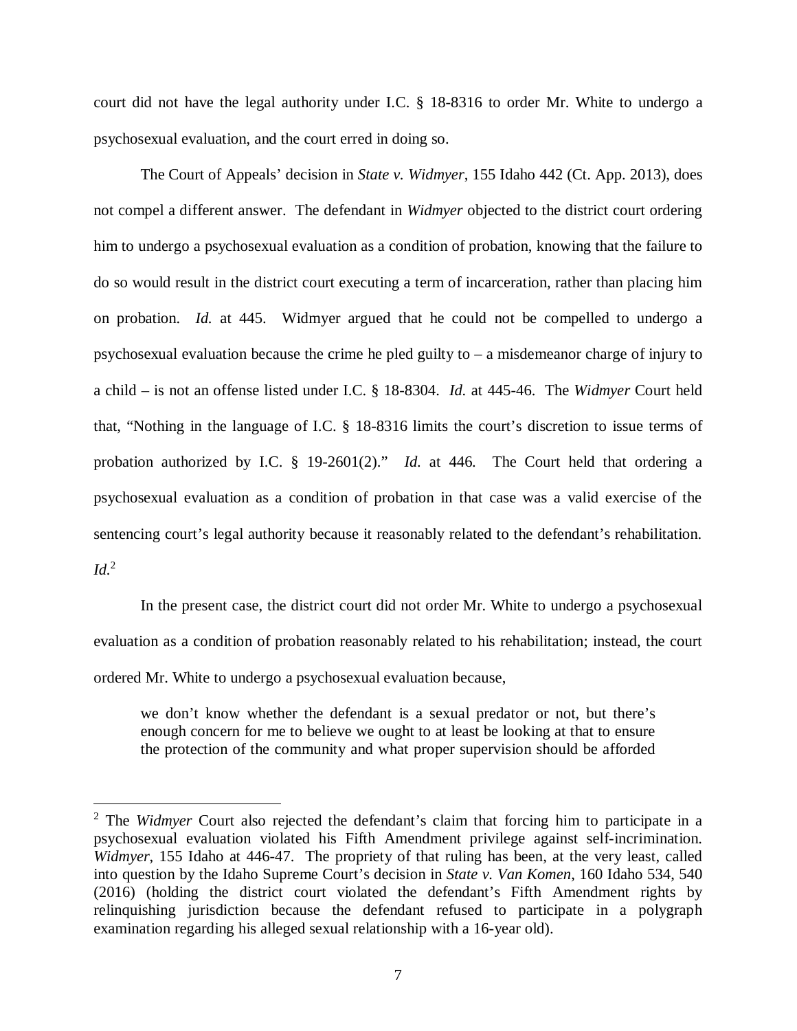court did not have the legal authority under I.C. § 18-8316 to order Mr. White to undergo a psychosexual evaluation, and the court erred in doing so.

The Court of Appeals' decision in *State v. Widmyer*, 155 Idaho 442 (Ct. App. 2013), does not compel a different answer. The defendant in *Widmyer* objected to the district court ordering him to undergo a psychosexual evaluation as a condition of probation, knowing that the failure to do so would result in the district court executing a term of incarceration, rather than placing him on probation. *Id.* at 445. Widmyer argued that he could not be compelled to undergo a psychosexual evaluation because the crime he pled guilty to – a misdemeanor charge of injury to a child – is not an offense listed under I.C. § 18-8304. *Id.* at 445-46. The *Widmyer* Court held that, "Nothing in the language of I.C. § 18-8316 limits the court's discretion to issue terms of probation authorized by I.C. § 19-2601(2)." *Id.* at 446. The Court held that ordering a psychosexual evaluation as a condition of probation in that case was a valid exercise of the sentencing court's legal authority because it reasonably related to the defendant's rehabilitation. *Id.*[2]

In the present case, the district court did not order Mr. White to undergo a psychosexual evaluation as a condition of probation reasonably related to his rehabilitation; instead, the court ordered Mr. White to undergo a psychosexual evaluation because,

> we don't know whether the defendant is a sexual predator or not, but there's enough concern for me to believe we ought to at least be looking at that to ensure the protection of the community and what proper supervision should be afforded

---

[2] The *Widmyer* Court also rejected the defendant's claim that forcing him to participate in a psychosexual evaluation violated his Fifth Amendment privilege against self-incrimination. *Widmyer*, 155 Idaho at 446-47. The propriety of that ruling has been, at the very least, called into question by the Idaho Supreme Court's decision in *State v. Van Komen*, 160 Idaho 534, 540 (2016) (holding the district court violated the defendant's Fifth Amendment rights by relinquishing jurisdiction because the defendant refused to participate in a polygraph examination regarding his alleged sexual relationship with a 16-year old).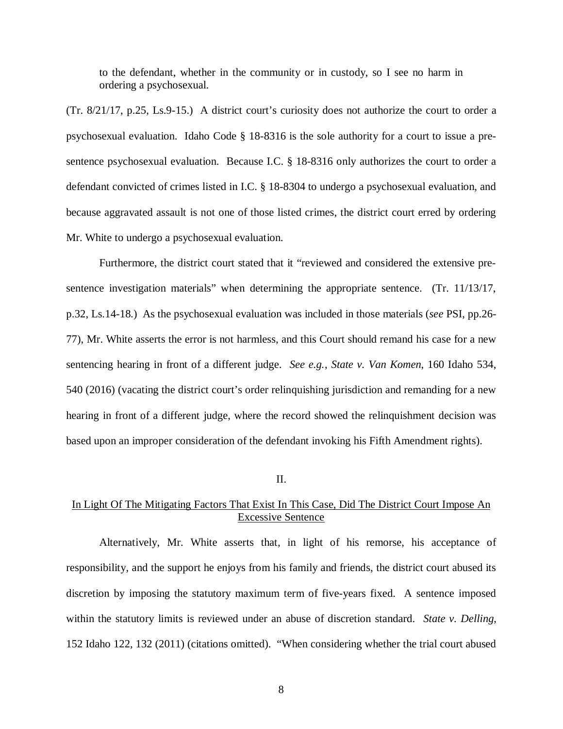> to the defendant, whether in the community or in custody, so I see no harm in ordering a psychosexual.

(Tr. 8/21/17, p.25, Ls.9-15.) A district court's curiosity does not authorize the court to order a psychosexual evaluation. Idaho Code § 18-8316 is the sole authority for a court to issue a pre-sentence psychosexual evaluation. Because I.C. § 18-8316 only authorizes the court to order a defendant convicted of crimes listed in I.C. § 18-8304 to undergo a psychosexual evaluation, and because aggravated assault is not one of those listed crimes, the district court erred by ordering Mr. White to undergo a psychosexual evaluation.

Furthermore, the district court stated that it "reviewed and considered the extensive pre-sentence investigation materials" when determining the appropriate sentence. (Tr. 11/13/17, p.32, Ls.14-18.) As the psychosexual evaluation was included in those materials (*see* PSI, pp.26-77), Mr. White asserts the error is not harmless, and this Court should remand his case for a new sentencing hearing in front of a different judge. *See e.g.*, *State v. Van Komen*, 160 Idaho 534, 540 (2016) (vacating the district court's order relinquishing jurisdiction and remanding for a new hearing in front of a different judge, where the record showed the relinquishment decision was based upon an improper consideration of the defendant invoking his Fifth Amendment rights).

## II.

## In Light Of The Mitigating Factors That Exist In This Case, Did The District Court Impose An Excessive Sentence

Alternatively, Mr. White asserts that, in light of his remorse, his acceptance of responsibility, and the support he enjoys from his family and friends, the district court abused its discretion by imposing the statutory maximum term of five-years fixed. A sentence imposed within the statutory limits is reviewed under an abuse of discretion standard. *State v. Delling*, 152 Idaho 122, 132 (2011) (citations omitted). "When considering whether the trial court abused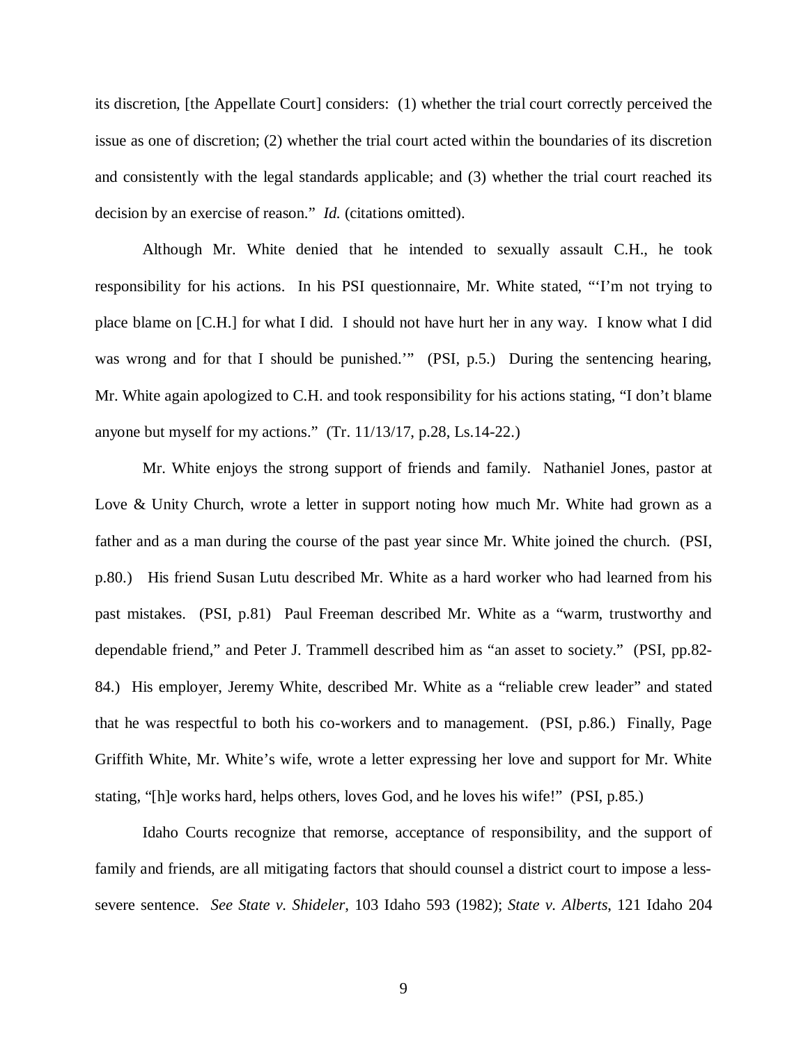its discretion, [the Appellate Court] considers: (1) whether the trial court correctly perceived the issue as one of discretion; (2) whether the trial court acted within the boundaries of its discretion and consistently with the legal standards applicable; and (3) whether the trial court reached its decision by an exercise of reason." *Id.* (citations omitted).

Although Mr. White denied that he intended to sexually assault C.H., he took responsibility for his actions. In his PSI questionnaire, Mr. White stated, "'I'm not trying to place blame on [C.H.] for what I did. I should not have hurt her in any way. I know what I did was wrong and for that I should be punished.'" (PSI, p.5.) During the sentencing hearing, Mr. White again apologized to C.H. and took responsibility for his actions stating, "I don't blame anyone but myself for my actions." (Tr. 11/13/17, p.28, Ls.14-22.)

Mr. White enjoys the strong support of friends and family. Nathaniel Jones, pastor at Love & Unity Church, wrote a letter in support noting how much Mr. White had grown as a father and as a man during the course of the past year since Mr. White joined the church. (PSI, p.80.) His friend Susan Lutu described Mr. White as a hard worker who had learned from his past mistakes. (PSI, p.81) Paul Freeman described Mr. White as a "warm, trustworthy and dependable friend," and Peter J. Trammell described him as "an asset to society." (PSI, pp.82-84.) His employer, Jeremy White, described Mr. White as a "reliable crew leader" and stated that he was respectful to both his co-workers and to management. (PSI, p.86.) Finally, Page Griffith White, Mr. White's wife, wrote a letter expressing her love and support for Mr. White stating, "[h]e works hard, helps others, loves God, and he loves his wife!" (PSI, p.85.)

Idaho Courts recognize that remorse, acceptance of responsibility, and the support of family and friends, are all mitigating factors that should counsel a district court to impose a less-severe sentence. *See State v. Shideler*, 103 Idaho 593 (1982); *State v. Alberts*, 121 Idaho 204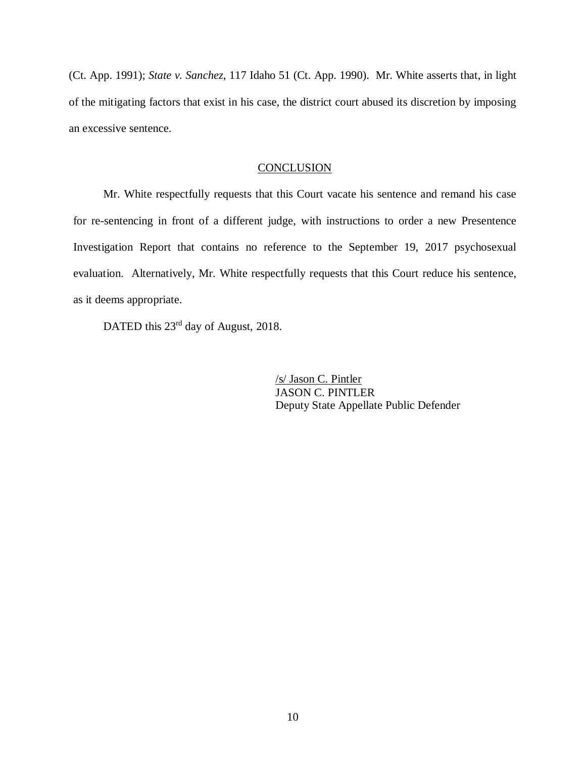(Ct. App. 1991); *State v. Sanchez*, 117 Idaho 51 (Ct. App. 1990). Mr. White asserts that, in light of the mitigating factors that exist in his case, the district court abused its discretion by imposing an excessive sentence.

## CONCLUSION

Mr. White respectfully requests that this Court vacate his sentence and remand his case for re-sentencing in front of a different judge, with instructions to order a new Presentence Investigation Report that contains no reference to the September 19, 2017 psychosexual evaluation. Alternatively, Mr. White respectfully requests that this Court reduce his sentence, as it deems appropriate.

DATED this 23rd day of August, 2018.

/s/ Jason C. Pintler
JASON C. PINTLER
Deputy State Appellate Public Defender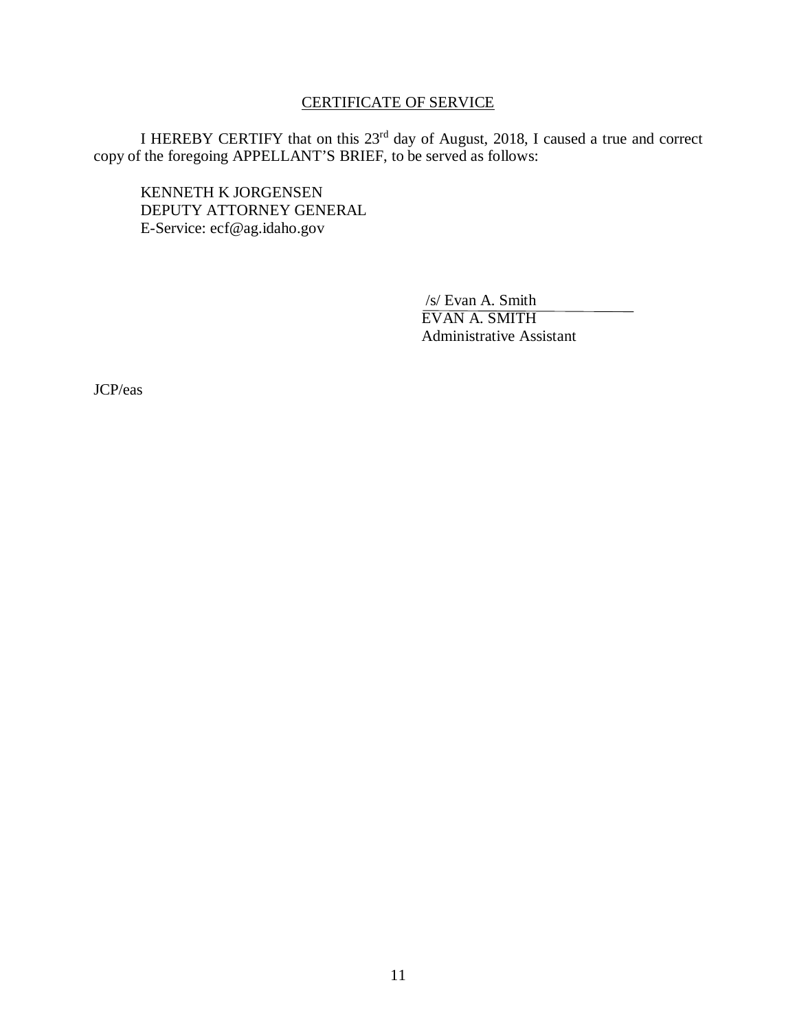## CERTIFICATE OF SERVICE

I HEREBY CERTIFY that on this 23rd day of August, 2018, I caused a true and correct copy of the foregoing APPELLANT'S BRIEF, to be served as follows:

KENNETH K JORGENSEN  
DEPUTY ATTORNEY GENERAL  
E-Service: ecf@ag.idaho.gov

/s/ Evan A. Smith  
EVAN A. SMITH  
Administrative Assistant

JCP/eas